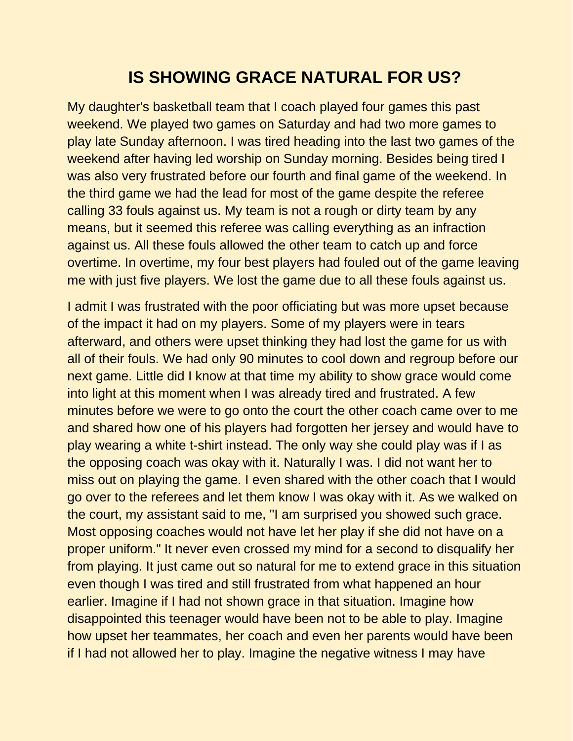# IS SHOWING GRACE NATURAL FOR US?

My daughter's basketball team that I coach played four games this past weekend. We played two games on Saturday and had two more games to play late Sunday afternoon. I was tired heading into the last two games of the weekend after having led worship on Sunday morning. Besides being tired I was also very frustrated before our fourth and final game of the weekend. In the third game we had the lead for most of the game despite the referee calling 33 fouls against us. My team is not a rough or dirty team by any means, but it seemed this referee was calling everything as an infraction against us. All these fouls allowed the other team to catch up and force overtime. In overtime, my four best players had fouled out of the game leaving me with just five players. We lost the game due to all these fouls against us.

I admit I was frustrated with the poor officiating but was more upset because of the impact it had on my players. Some of my players were in tears afterward, and others were upset thinking they had lost the game for us with all of their fouls. We had only 90 minutes to cool down and regroup before our next game. Little did I know at that time my ability to show grace would come into light at this moment when I was already tired and frustrated. A few minutes before we were to go onto the court the other coach came over to me and shared how one of his players had forgotten her jersey and would have to play wearing a white t-shirt instead. The only way she could play was if I as the opposing coach was okay with it. Naturally I was. I did not want her to miss out on playing the game. I even shared with the other coach that I would go over to the referees and let them know I was okay with it. As we walked on the court, my assistant said to me, "I am surprised you showed such grace. Most opposing coaches would not have let her play if she did not have on a proper uniform." It never even crossed my mind for a second to disqualify her from playing. It just came out so natural for me to extend grace in this situation even though I was tired and still frustrated from what happened an hour earlier. Imagine if I had not shown grace in that situation. Imagine how disappointed this teenager would have been not to be able to play. Imagine how upset her teammates, her coach and even her parents would have been if I had not allowed her to play. Imagine the negative witness I may have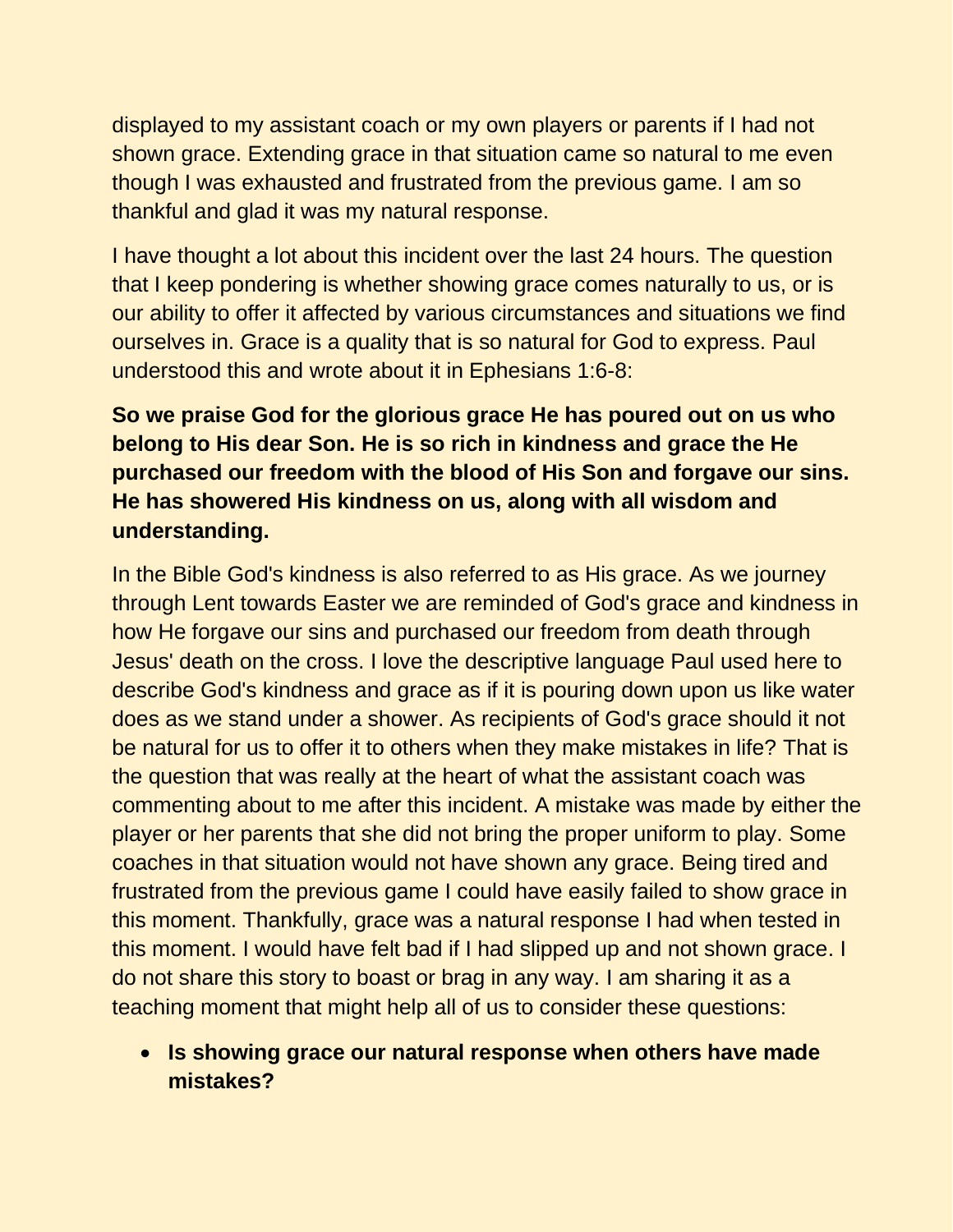displayed to my assistant coach or my own players or parents if I had not shown grace. Extending grace in that situation came so natural to me even though I was exhausted and frustrated from the previous game. I am so thankful and glad it was my natural response.

I have thought a lot about this incident over the last 24 hours. The question that I keep pondering is whether showing grace comes naturally to us, or is our ability to offer it affected by various circumstances and situations we find ourselves in. Grace is a quality that is so natural for God to express. Paul understood this and wrote about it in Ephesians 1:6-8:

**So we praise God for the glorious grace He has poured out on us who belong to His dear Son. He is so rich in kindness and grace the He purchased our freedom with the blood of His Son and forgave our sins. He has showered His kindness on us, along with all wisdom and understanding.**

In the Bible God's kindness is also referred to as His grace. As we journey through Lent towards Easter we are reminded of God's grace and kindness in how He forgave our sins and purchased our freedom from death through Jesus' death on the cross. I love the descriptive language Paul used here to describe God's kindness and grace as if it is pouring down upon us like water does as we stand under a shower. As recipients of God's grace should it not be natural for us to offer it to others when they make mistakes in life? That is the question that was really at the heart of what the assistant coach was commenting about to me after this incident. A mistake was made by either the player or her parents that she did not bring the proper uniform to play. Some coaches in that situation would not have shown any grace. Being tired and frustrated from the previous game I could have easily failed to show grace in this moment. Thankfully, grace was a natural response I had when tested in this moment. I would have felt bad if I had slipped up and not shown grace. I do not share this story to boast or brag in any way. I am sharing it as a teaching moment that might help all of us to consider these questions:

- **Is showing grace our natural response when others have made mistakes?**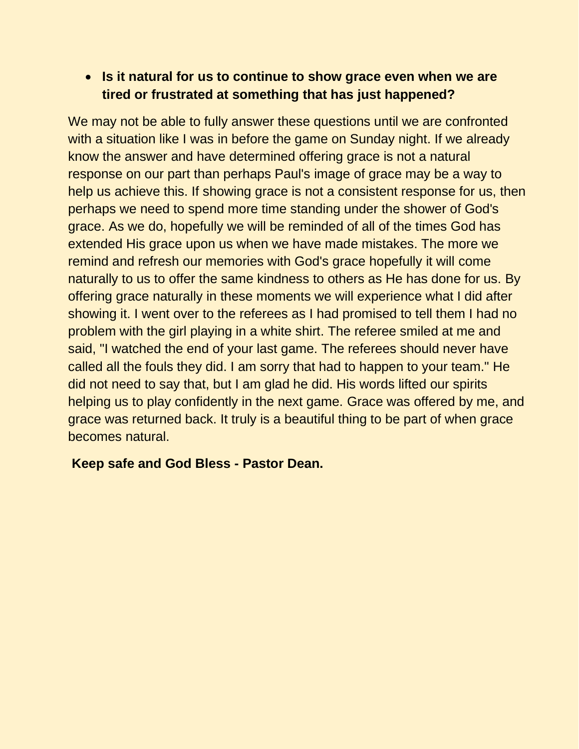- **Is it natural for us to continue to show grace even when we are tired or frustrated at something that has just happened?**

We may not be able to fully answer these questions until we are confronted with a situation like I was in before the game on Sunday night. If we already know the answer and have determined offering grace is not a natural response on our part than perhaps Paul's image of grace may be a way to help us achieve this. If showing grace is not a consistent response for us, then perhaps we need to spend more time standing under the shower of God's grace. As we do, hopefully we will be reminded of all of the times God has extended His grace upon us when we have made mistakes. The more we remind and refresh our memories with God's grace hopefully it will come naturally to us to offer the same kindness to others as He has done for us. By offering grace naturally in these moments we will experience what I did after showing it. I went over to the referees as I had promised to tell them I had no problem with the girl playing in a white shirt. The referee smiled at me and said, "I watched the end of your last game. The referees should never have called all the fouls they did. I am sorry that had to happen to your team." He did not need to say that, but I am glad he did. His words lifted our spirits helping us to play confidently in the next game. Grace was offered by me, and grace was returned back. It truly is a beautiful thing to be part of when grace becomes natural.

**Keep safe and God Bless - Pastor Dean.**